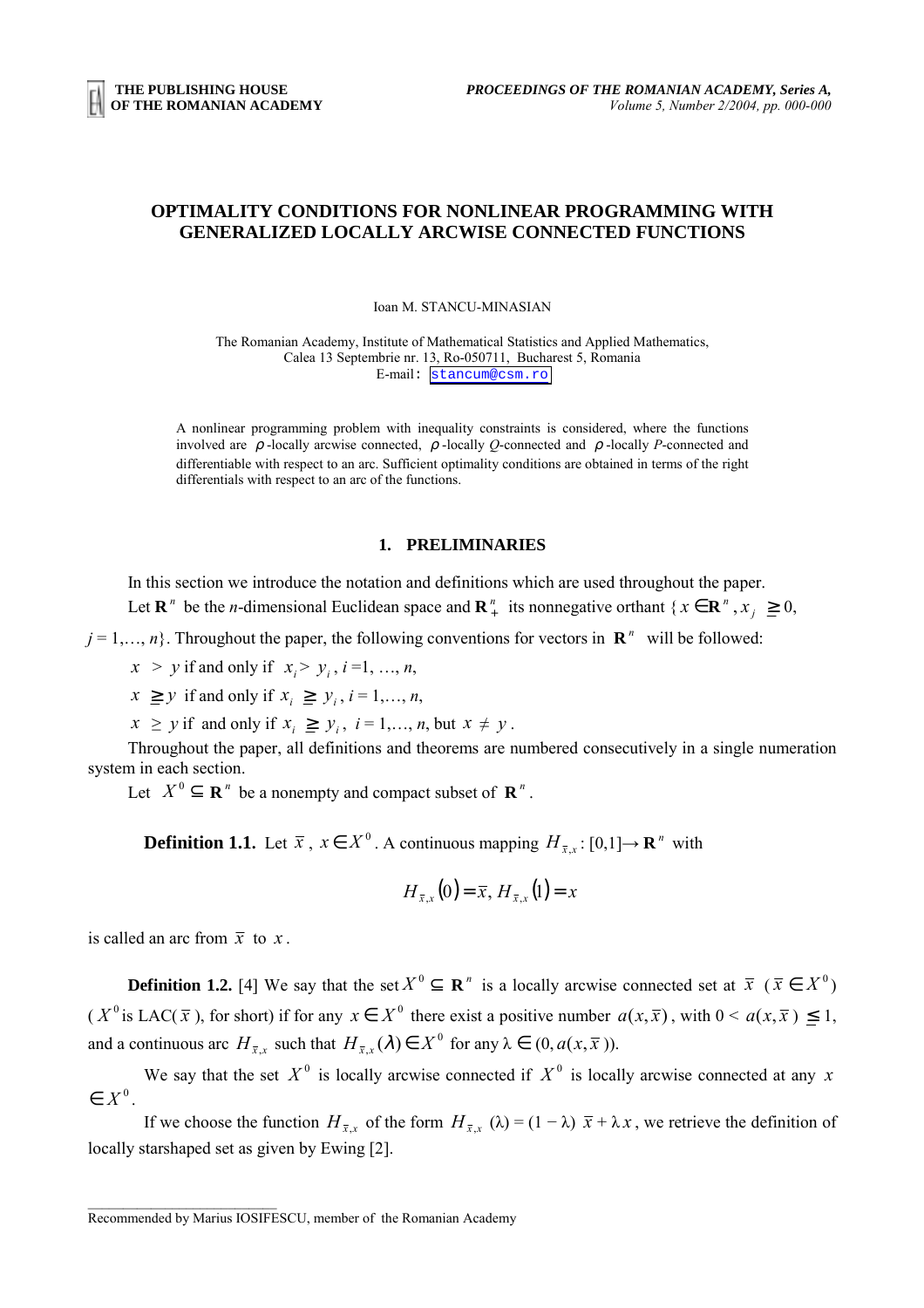# OPTIMALITY CONDITIONS FOR NONLINEAR PROGRAMMING WITH GENERALIZED LOCALLY ARCWISE CONNECTED FUNCTIONS

Ioan M. STANCU-MINASIAN

The Romanian Academy, Institute of Mathematical Statistics and Applied Mathematics,
Calea 13 Septembrie nr. 13, Ro-050711, Bucharest 5, Romania
E-mail: stancum@csm.ro

A nonlinear programming problem with inequality constraints is considered, where the functions involved are $\rho$-locally arcwise connected, $\rho$-locally *Q*-connected and $\rho$-locally *P*-connected and differentiable with respect to an arc. Sufficient optimality conditions are obtained in terms of the right differentials with respect to an arc of the functions.

## 1. PRELIMINARIES

In this section we introduce the notation and definitions which are used throughout the paper.

Let $\mathbf{R}^n$ be the *n*-dimensional Euclidean space and $\mathbf{R}^n_+$ its nonnegative orthant $\{x \in \mathbf{R}^n, x_j \geqq 0, j = 1,\ldots, n\}$. Throughout the paper, the following conventions for vectors in $\mathbf{R}^n$ will be followed:

$x > y$ if and only if $x_i > y_i$, $i = 1, \ldots, n$,

$x \geqq y$ if and only if $x_i \geqq y_i$, $i = 1,\ldots, n$,

$x \geq y$ if and only if $x_i \geqq y_i$, $i = 1,\ldots, n$, but $x \neq y$.

Throughout the paper, all definitions and theorems are numbered consecutively in a single numeration system in each section.

Let $X^0 \subseteq \mathbf{R}^n$ be a nonempty and compact subset of $\mathbf{R}^n$.

**Definition 1.1.** Let $\bar{x}$, $x \in X^0$. A continuous mapping $H_{\bar{x},x} : [0,1] \to \mathbf{R}^n$ with

$$H_{\bar{x},x}(0) = \bar{x},\ H_{\bar{x},x}(1) = x$$

is called an arc from $\bar{x}$ to $x$.

**Definition 1.2.** [4] We say that the set $X^0 \subseteq \mathbf{R}^n$ is a locally arcwise connected set at $\bar{x}$ ($\bar{x} \in X^0$) ($X^0$ is LAC($\bar{x}$), for short) if for any $x \in X^0$ there exist a positive number $a(x, \bar{x})$, with $0 < a(x, \bar{x}) \leqq 1$, and a continuous arc $H_{\bar{x},x}$ such that $H_{\bar{x},x}(\lambda) \in X^0$ for any $\lambda \in (0, a(x, \bar{x}))$.

We say that the set $X^0$ is locally arcwise connected if $X^0$ is locally arcwise connected at any $x \in X^0$.

If we choose the function $H_{\bar{x},x}$ of the form $H_{\bar{x},x}(\lambda) = (1 - \lambda)\,\bar{x} + \lambda x$, we retrieve the definition of locally starshaped set as given by Ewing [2].

Recommended by Marius IOSIFESCU, member of the Romanian Academy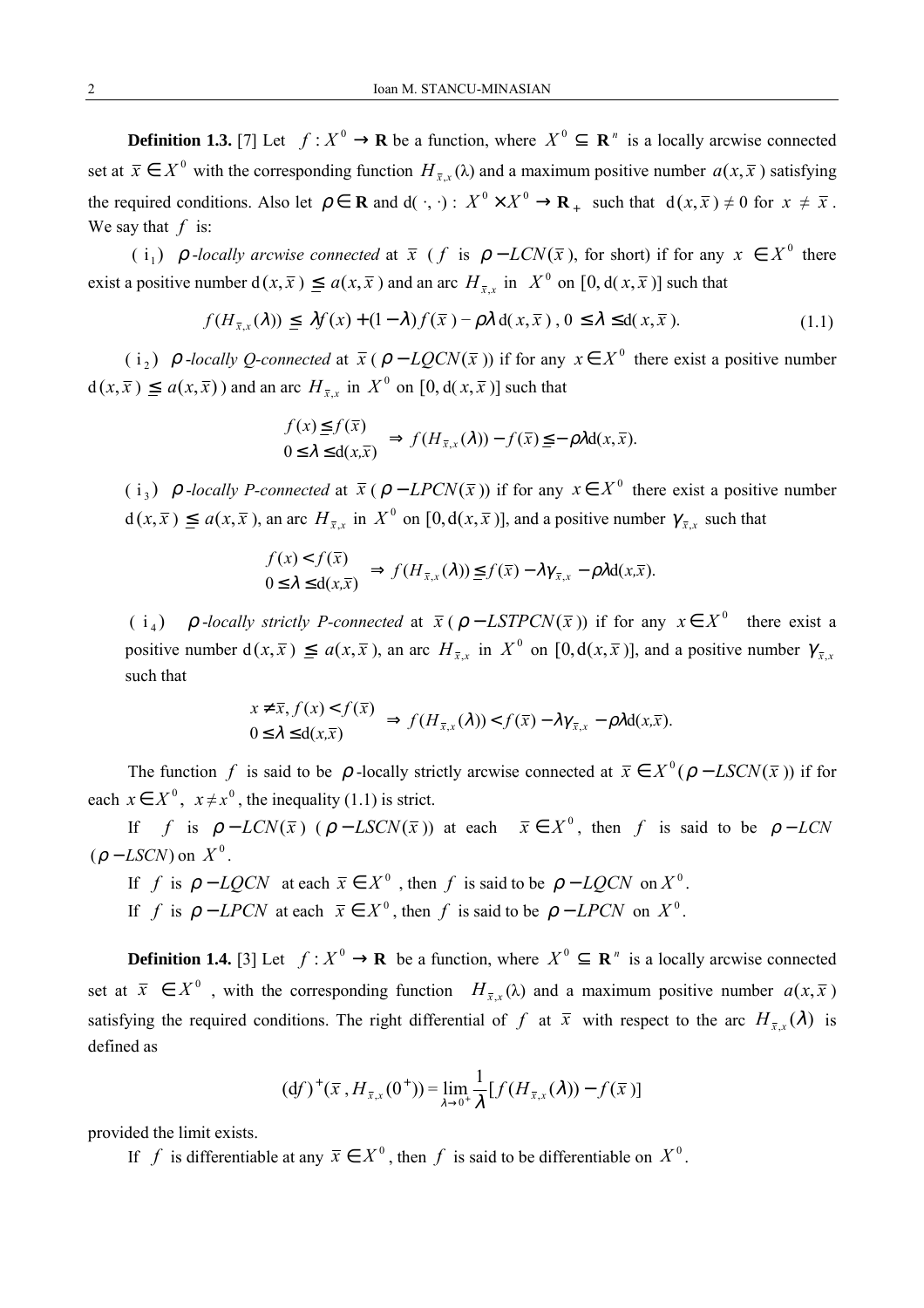**Definition 1.3.** [7] Let $f : X^0 \to \mathbf{R}$ be a function, where $X^0 \subseteq \mathbf{R}^n$ is a locally arcwise connected set at $\bar{x} \in X^0$ with the corresponding function $H_{\bar{x},x}(\lambda)$ and a maximum positive number $a(x,\bar{x})$ satisfying the required conditions. Also let $\rho \in \mathbf{R}$ and $\mathrm{d}(\cdot,\cdot) : X^0 \times X^0 \to \mathbf{R}_+$ such that $\mathrm{d}(x,\bar{x}) \neq 0$ for $x \neq \bar{x}$. We say that $f$ is:

($\mathrm{i}_1$) *$\rho$-locally arcwise connected* at $\bar{x}$ ($f$ is $\rho - LCN(\bar{x})$, for short) if for any $x \in X^0$ there exist a positive number $\mathrm{d}(x,\bar{x}) \leq a(x,\bar{x})$ and an arc $H_{\bar{x},x}$ in $X^0$ on $[0, \mathrm{d}(x,\bar{x})]$ such that

$$f(H_{\bar{x},x}(\lambda)) \leq \lambda f(x) + (1-\lambda) f(\bar{x}) - \rho\lambda\, \mathrm{d}(x,\bar{x}),\ 0 \leq \lambda \leq \mathrm{d}(x,\bar{x}). \tag{1.1}$$

($\mathrm{i}_2$) *$\rho$-locally Q-connected* at $\bar{x}$ ($\rho - LQCN(\bar{x})$) if for any $x \in X^0$ there exist a positive number $\mathrm{d}(x,\bar{x}) \leq a(x,\bar{x})$) and an arc $H_{\bar{x},x}$ in $X^0$ on $[0, \mathrm{d}(x,\bar{x})]$ such that

$$\begin{array}{l} f(x) \leq f(\bar{x}) \\ 0 \leq \lambda \leq \mathrm{d}(x,\bar{x}) \end{array} \Rightarrow f(H_{\bar{x},x}(\lambda)) - f(\bar{x}) \leq -\rho\lambda \mathrm{d}(x,\bar{x}).$$

($\mathrm{i}_3$) *$\rho$-locally P-connected* at $\bar{x}$ ($\rho - LPCN(\bar{x})$) if for any $x \in X^0$ there exist a positive number $\mathrm{d}(x,\bar{x}) \leq a(x,\bar{x})$, an arc $H_{\bar{x},x}$ in $X^0$ on $[0, \mathrm{d}(x,\bar{x})]$, and a positive number $\gamma_{\bar{x},x}$ such that

$$\begin{array}{l} f(x) < f(\bar{x}) \\ 0 \leq \lambda \leq \mathrm{d}(x,\bar{x}) \end{array} \Rightarrow f(H_{\bar{x},x}(\lambda)) \leq f(\bar{x}) - \lambda\gamma_{\bar{x},x} - \rho\lambda \mathrm{d}(x,\bar{x}).$$

($\mathrm{i}_4$) *$\rho$-locally strictly P-connected* at $\bar{x}$ ($\rho - LSTPCN(\bar{x})$) if for any $x \in X^0$ there exist a positive number $\mathrm{d}(x,\bar{x}) \leq a(x,\bar{x})$, an arc $H_{\bar{x},x}$ in $X^0$ on $[0, \mathrm{d}(x,\bar{x})]$, and a positive number $\gamma_{\bar{x},x}$ such that

$$\begin{array}{l} x \neq \bar{x}, f(x) < f(\bar{x}) \\ 0 \leq \lambda \leq \mathrm{d}(x,\bar{x}) \end{array} \Rightarrow f(H_{\bar{x},x}(\lambda)) < f(\bar{x}) - \lambda\gamma_{\bar{x},x} - \rho\lambda \mathrm{d}(x,\bar{x}).$$

The function $f$ is said to be $\rho$-locally strictly arcwise connected at $\bar{x} \in X^0$ ($\rho - LSCN(\bar{x})$) if for each $x \in X^0$, $x \neq x^0$, the inequality (1.1) is strict.

If $f$ is $\rho - LCN(\bar{x})$ ($\rho - LSCN(\bar{x})$) at each $\bar{x} \in X^0$, then $f$ is said to be $\rho - LCN$ ($\rho - LSCN$) on $X^0$.

If $f$ is $\rho - LQCN$ at each $\bar{x} \in X^0$, then $f$ is said to be $\rho - LQCN$ on $X^0$.

If $f$ is $\rho - LPCN$ at each $\bar{x} \in X^0$, then $f$ is said to be $\rho - LPCN$ on $X^0$.

**Definition 1.4.** [3] Let $f : X^0 \to \mathbf{R}$ be a function, where $X^0 \subseteq \mathbf{R}^n$ is a locally arcwise connected set at $\bar{x} \in X^0$, with the corresponding function $H_{\bar{x},x}(\lambda)$ and a maximum positive number $a(x,\bar{x})$ satisfying the required conditions. The right differential of $f$ at $\bar{x}$ with respect to the arc $H_{\bar{x},x}(\lambda)$ is defined as

$$(\mathrm{d}f)^+(\bar{x}, H_{\bar{x},x}(0^+)) = \lim_{\lambda \to 0^+} \frac{1}{\lambda}[f(H_{\bar{x},x}(\lambda)) - f(\bar{x})]$$

provided the limit exists.

If $f$ is differentiable at any $\bar{x} \in X^0$, then $f$ is said to be differentiable on $X^0$.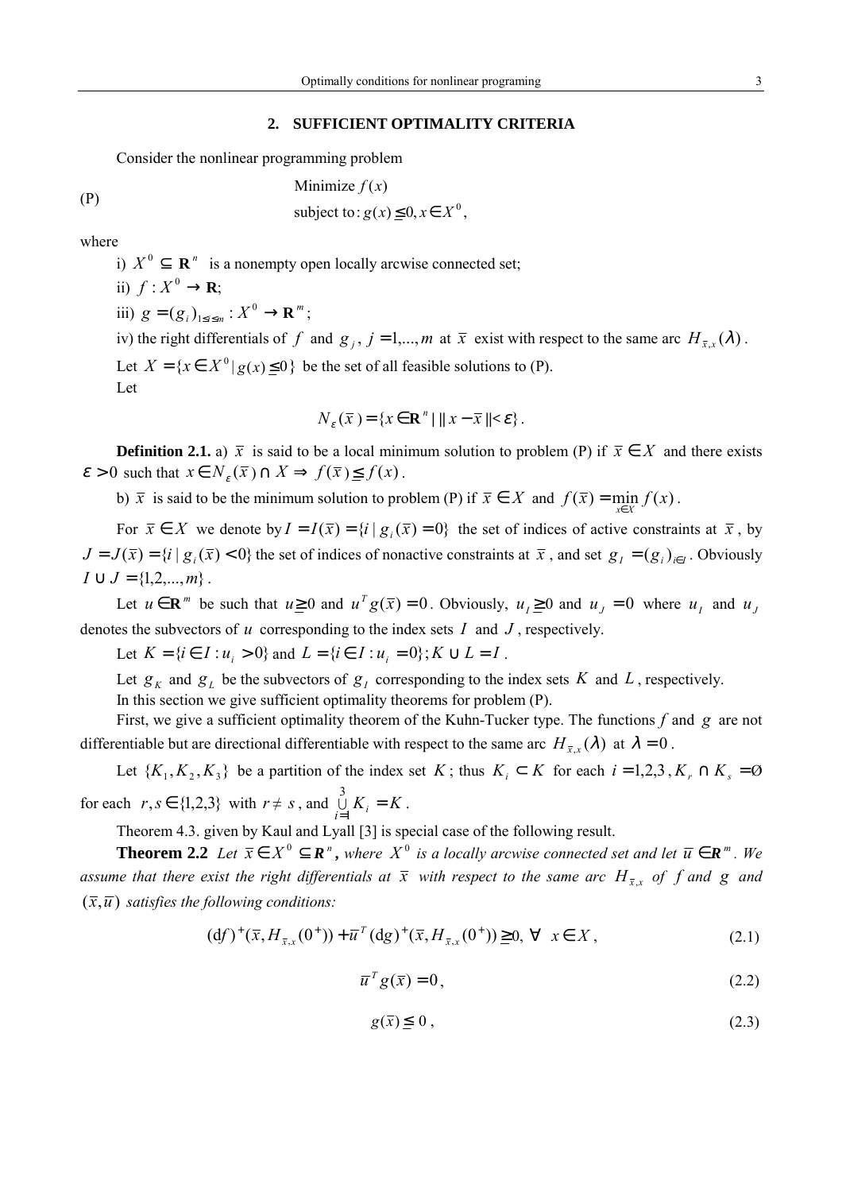## 2. SUFFICIENT OPTIMALITY CRITERIA

Consider the nonlinear programming problem

$$\text{(P)} \qquad \begin{array}{l} \text{Minimize } f(x) \\ \text{subject to: } g(x) \leqq 0, x \in X^0, \end{array}$$

where

i) $X^0 \subseteq \mathbf{R}^n$ is a nonempty open locally arcwise connected set;

ii) $f : X^0 \to \mathbf{R}$;

iii) $g = (g_i)_{1 \le i \le m} : X^0 \to \mathbf{R}^m$;

iv) the right differentials of $f$ and $g_j$, $j = 1,...,m$ at $\bar{x}$ exist with respect to the same arc $H_{\bar{x},x}(\lambda)$.

Let $X = \{x \in X^0 \mid g(x) \leqq 0\}$ be the set of all feasible solutions to (P).

Let

$$N_\varepsilon(\bar{x}) = \{x \in \mathbf{R}^n \mid \| x - \bar{x} \| < \varepsilon\}.$$

**Definition 2.1.** a) $\bar{x}$ is said to be a local minimum solution to problem (P) if $\bar{x} \in X$ and there exists $\varepsilon > 0$ such that $x \in N_\varepsilon(\bar{x}) \cap X \Rightarrow f(\bar{x}) \leqq f(x)$.

b) $\bar{x}$ is said to be the minimum solution to problem (P) if $\bar{x} \in X$ and $f(\bar{x}) = \min\limits_{x \in X} f(x)$.

For $\bar{x} \in X$ we denote by $I = I(\bar{x}) = \{i \mid g_i(\bar{x}) = 0\}$ the set of indices of active constraints at $\bar{x}$, by $J = J(\bar{x}) = \{i \mid g_i(\bar{x}) < 0\}$ the set of indices of nonactive constraints at $\bar{x}$, and set $g_I = (g_i)_{i \in I}$. Obviously $I \cup J = \{1,2,...,m\}$.

Let $u \in \mathbf{R}^m$ be such that $u \geqq 0$ and $u^T g(\bar{x}) = 0$. Obviously, $u_I \geqq 0$ and $u_J = 0$ where $u_I$ and $u_J$ denotes the subvectors of $u$ corresponding to the index sets $I$ and $J$, respectively.

Let $K = \{i \in I : u_i > 0\}$ and $L = \{i \in I : u_i = 0\}; K \cup L = I$.

Let $g_K$ and $g_L$ be the subvectors of $g_I$ corresponding to the index sets $K$ and $L$, respectively.

In this section we give sufficient optimality theorems for problem (P).

First, we give a sufficient optimality theorem of the Kuhn-Tucker type. The functions $f$ and $g$ are not differentiable but are directional differentiable with respect to the same arc $H_{\bar{x},x}(\lambda)$ at $\lambda = 0$.

Let $\{K_1, K_2, K_3\}$ be a partition of the index set $K$; thus $K_i \subset K$ for each $i = 1,2,3$, $K_r \cap K_s = \emptyset$ for each $r, s \in \{1,2,3\}$ with $r \neq s$, and $\bigcup\limits_{i=1}^{3} K_i = K$.

Theorem 4.3. given by Kaul and Lyall [3] is special case of the following result.

**Theorem 2.2** *Let $\bar{x} \in X^0 \subseteq \mathbf{R}^n$, where $X^0$ is a locally arcwise connected set and let $\bar{u} \in \mathbf{R}^m$. We assume that there exist the right differentials at $\bar{x}$ with respect to the same arc $H_{\bar{x},x}$ of $f$ and $g$ and $(\bar{x}, \bar{u})$ satisfies the following conditions:*

$$(\mathrm{d}f)^+(\bar{x}, H_{\bar{x},x}(0^+)) + \bar{u}^T (\mathrm{d}g)^+(\bar{x}, H_{\bar{x},x}(0^+)) \geqq 0, \ \forall \ x \in X, \tag{2.1}$$

$$\bar{u}^T g(\bar{x}) = 0, \tag{2.2}$$

$$g(\bar{x}) \leqq 0, \tag{2.3}$$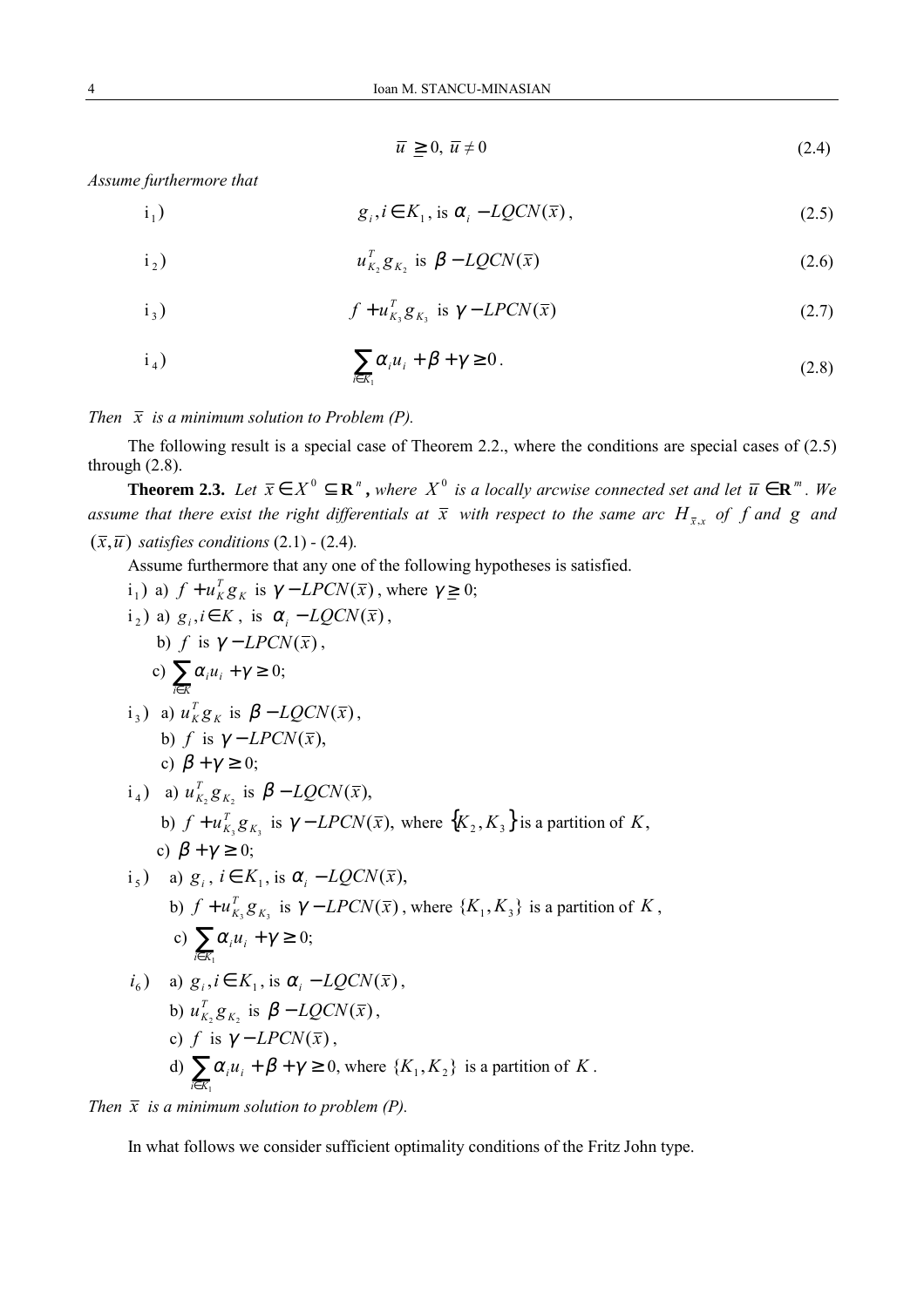$$\bar{u} \geqq 0,\ \bar{u} \neq 0 \tag{2.4}$$

*Assume furthermore that*

i$_1$) $\qquad g_i, i \in K_1$, is $\alpha_i - LQCN(\bar{x})$, $\qquad$ (2.5)

i$_2$) $\qquad u_{K_2}^T g_{K_2}$ is $\beta - LQCN(\bar{x})$ $\qquad$ (2.6)

i$_3$) $\qquad f + u_{K_3}^T g_{K_3}$ is $\gamma - LPCN(\bar{x})$ $\qquad$ (2.7)

i$_4$) $\qquad \sum_{i \in K_1} \alpha_i u_i + \beta + \gamma \geq 0$. $\qquad$ (2.8)

*Then $\bar{x}$ is a minimum solution to Problem (P).*

The following result is a special case of Theorem 2.2., where the conditions are special cases of (2.5) through (2.8).

**Theorem 2.3.** *Let $\bar{x} \in X^0 \subseteq \mathbf{R}^n$, where $X^0$ is a locally arcwise connected set and let $\bar{u} \in \mathbf{R}^m$. We assume that there exist the right differentials at $\bar{x}$ with respect to the same arc $H_{\bar{x},x}$ of $f$ and $g$ and $(\bar{x},\bar{u})$ satisfies conditions* (2.1) - (2.4)*.*

Assume furthermore that any one of the following hypotheses is satisfied.

i$_1$) a) $f + u_K^T g_K$ is $\gamma - LPCN(\bar{x})$, where $\gamma \geqq 0$;

i$_2$) a) $g_i, i \in K$, is $\alpha_i - LQCN(\bar{x})$,
 b) $f$ is $\gamma - LPCN(\bar{x})$,
 c) $\sum_{i \in K} \alpha_i u_i + \gamma \geq 0$;

i$_3$) a) $u_K^T g_K$ is $\beta - LQCN(\bar{x})$,
 b) $f$ is $\gamma - LPCN(\bar{x})$,
 c) $\beta + \gamma \geq 0$;

i$_4$) a) $u_{K_2}^T g_{K_2}$ is $\beta - LQCN(\bar{x})$,
 b) $f + u_{K_3}^T g_{K_3}$ is $\gamma - LPCN(\bar{x})$, where $\{K_2, K_3\}$ is a partition of $K$,
 c) $\beta + \gamma \geq 0$;

i$_5$) a) $g_i$, $i \in K_1$, is $\alpha_i - LQCN(\bar{x})$,
 b) $f + u_{K_3}^T g_{K_3}$ is $\gamma - LPCN(\bar{x})$, where $\{K_1, K_3\}$ is a partition of $K$,
 c) $\sum_{i \in K_1} \alpha_i u_i + \gamma \geq 0$;

*i*$_6$) a) $g_i, i \in K_1$, is $\alpha_i - LQCN(\bar{x})$,
 b) $u_{K_2}^T g_{K_2}$ is $\beta - LQCN(\bar{x})$,
 c) $f$ is $\gamma - LPCN(\bar{x})$,
 d) $\sum_{i \in K_1} \alpha_i u_i + \beta + \gamma \geq 0$, where $\{K_1, K_2\}$ is a partition of $K$.

*Then $\bar{x}$ is a minimum solution to problem (P).*

In what follows we consider sufficient optimality conditions of the Fritz John type.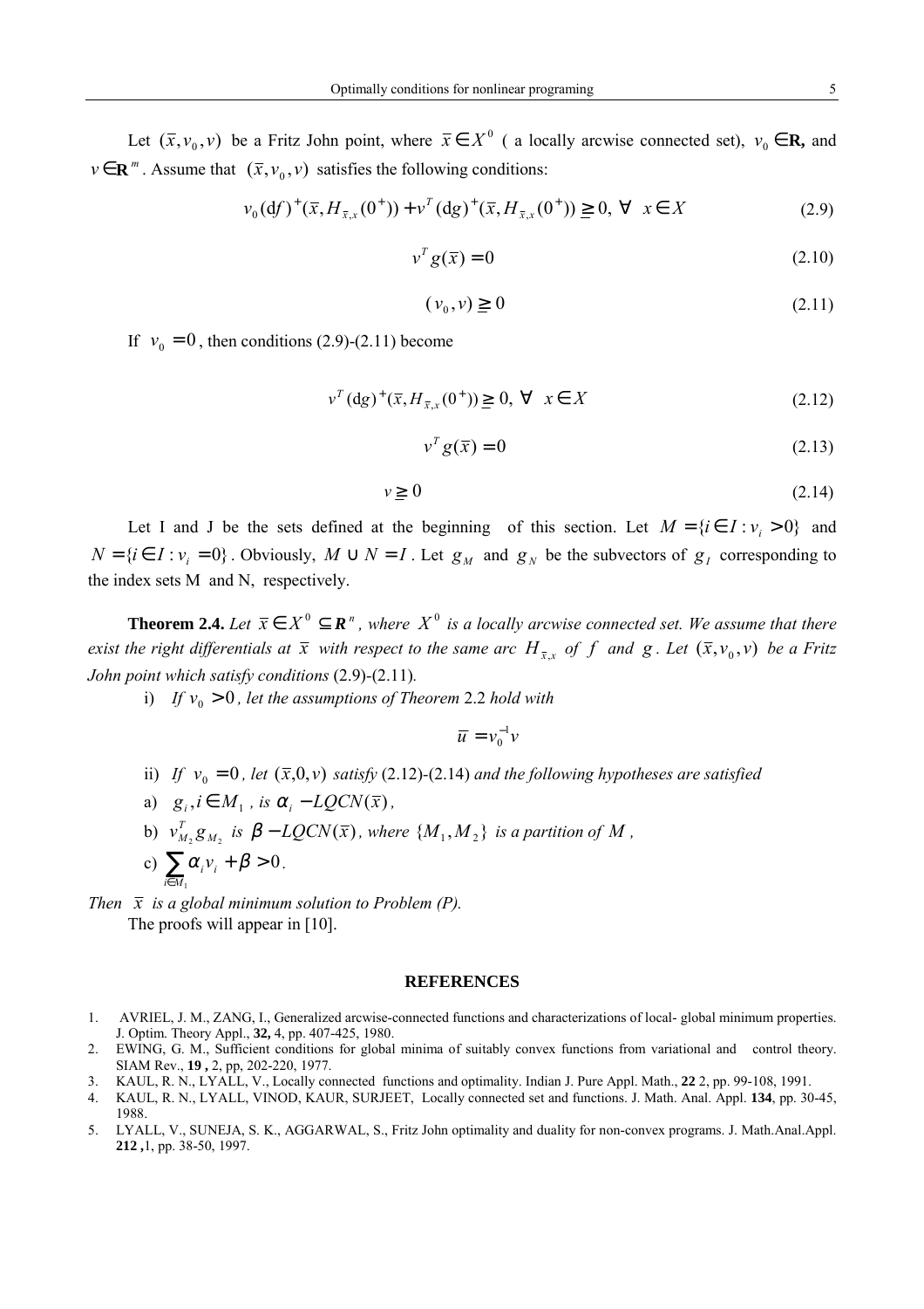Let $(\bar{x}, v_0, v)$ be a Fritz John point, where $\bar{x} \in X^0$ ( a locally arcwise connected set), $v_0 \in \mathbf{R}$, and $v \in \mathbf{R}^m$. Assume that $(\bar{x}, v_0, v)$ satisfies the following conditions:

$$v_0 (\mathrm{d}f)^+(\bar{x}, H_{\bar{x},x}(0^+)) + v^T (\mathrm{d}g)^+(\bar{x}, H_{\bar{x},x}(0^+)) \geqq 0, \ \forall \ \ x \in X \tag{2.9}$$

$$v^T g(\bar{x}) = 0 \tag{2.10}$$

$$(v_0, v) \geqq 0 \tag{2.11}$$

If $v_0 = 0$, then conditions (2.9)-(2.11) become

$$v^T (\mathrm{d}g)^+(\bar{x}, H_{\bar{x},x}(0^+)) \geqq 0, \ \forall \ \ x \in X \tag{2.12}$$

$$v^T g(\bar{x}) = 0 \tag{2.13}$$

$$v \geqq 0 \tag{2.14}$$

Let I and J be the sets defined at the beginning of this section. Let $M = \{i \in I : v_i > 0\}$ and $N = \{i \in I : v_i = 0\}$. Obviously, $M \cup N = I$. Let $g_M$ and $g_N$ be the subvectors of $g_I$ corresponding to the index sets M and N, respectively.

**Theorem 2.4.** *Let $\bar{x} \in X^0 \subseteq \mathbf{R}^n$, where $X^0$ is a locally arcwise connected set. We assume that there exist the right differentials at $\bar{x}$ with respect to the same arc $H_{\bar{x},x}$ of $f$ and $g$. Let $(\bar{x}, v_0, v)$ be a Fritz John point which satisfy conditions* (2.9)-(2.11)*.*

i) *If $v_0 > 0$, let the assumptions of Theorem* 2.2 *hold with*

$$\bar{u} = v_0^{-1} v$$

ii) *If $v_0 = 0$, let $(\bar{x}, 0, v)$ satisfy* (2.12)-(2.14) *and the following hypotheses are satisfied*

a) $g_i, i \in M_1$*, is* $\alpha_i - LQCN(\bar{x})$*,*

b) $v_{M_2}^T g_{M_2}$ *is* $\beta - LQCN(\bar{x})$*, where $\{M_1, M_2\}$ is a partition of $M$,*

c) $\sum_{i \in M_1} \alpha_i v_i + \beta > 0$.

*Then $\bar{x}$ is a global minimum solution to Problem (P).*

The proofs will appear in [10].

## REFERENCES

1. AVRIEL, J. M., ZANG, I., Generalized arcwise-connected functions and characterizations of local- global minimum properties. J. Optim. Theory Appl., **32,** 4, pp. 407-425, 1980.
2. EWING, G. M., Sufficient conditions for global minima of suitably convex functions from variational and control theory. SIAM Rev., **19 ,** 2, pp, 202-220, 1977.
3. KAUL, R. N., LYALL, V., Locally connected functions and optimality. Indian J. Pure Appl. Math., **22** 2, pp. 99-108, 1991.
4. KAUL, R. N., LYALL, VINOD, KAUR, SURJEET, Locally connected set and functions. J. Math. Anal. Appl. **134**, pp. 30-45, 1988.
5. LYALL, V., SUNEJA, S. K., AGGARWAL, S., Fritz John optimality and duality for non-convex programs. J. Math.Anal.Appl. **212 ,**1, pp. 38-50, 1997.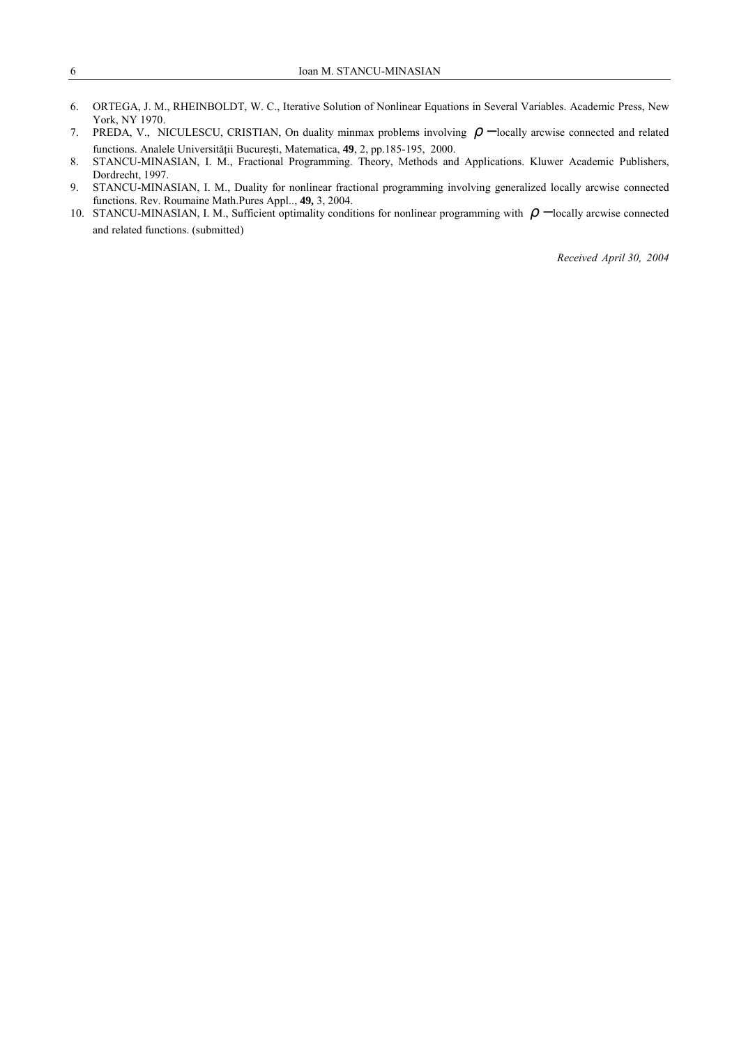6. ORTEGA, J. M., RHEINBOLDT, W. C., Iterative Solution of Nonlinear Equations in Several Variables. Academic Press, New York, NY 1970.
7. PREDA, V., NICULESCU, CRISTIAN, On duality minmax problems involving $\rho-$locally arcwise connected and related functions. Analele Universităţii Bucureşti, Matematica, **49**, 2, pp.185-195, 2000.
8. STANCU-MINASIAN, I. M., Fractional Programming. Theory, Methods and Applications. Kluwer Academic Publishers, Dordrecht, 1997.
9. STANCU-MINASIAN, I. M., Duality for nonlinear fractional programming involving generalized locally arcwise connected functions. Rev. Roumaine Math.Pures Appl.., **49,** 3, 2004.
10. STANCU-MINASIAN, I. M., Sufficient optimality conditions for nonlinear programming with $\rho-$locally arcwise connected and related functions. (submitted)

*Received April 30, 2004*